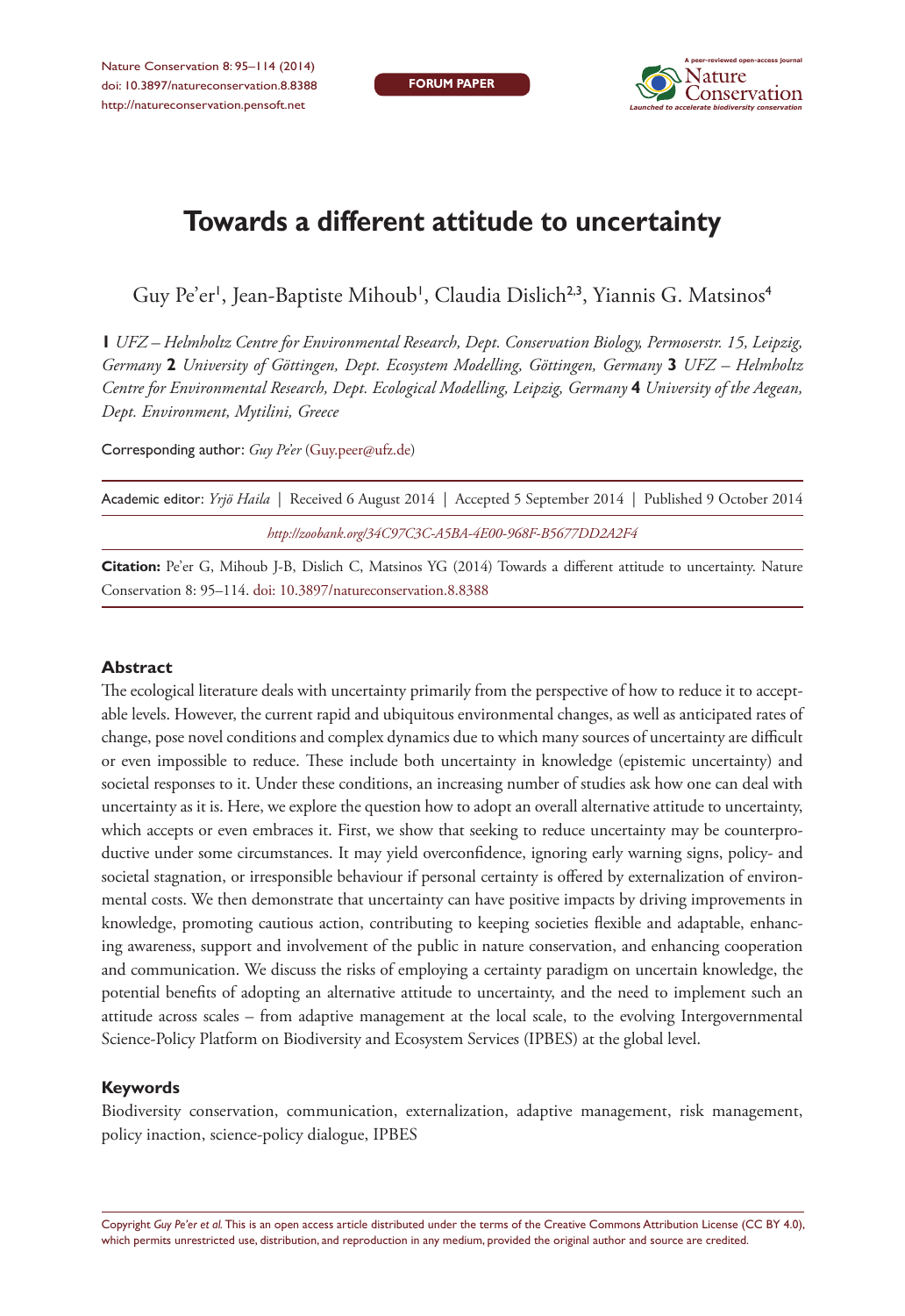FORUM PAPER

# Towards a different attitude to uncertainty

Guy Pe'er[1], Jean-Baptiste Mihoub[1], Claudia Dislich[2,3], Yiannis G. Matsinos[4]

**1** *UFZ – Helmholtz Centre for Environmental Research, Dept. Conservation Biology, Permoserstr. 15, Leipzig, Germany* **2** *University of Göttingen, Dept. Ecosystem Modelling, Göttingen, Germany* **3** *UFZ – Helmholtz Centre for Environmental Research, Dept. Ecological Modelling, Leipzig, Germany* **4** *University of the Aegean, Dept. Environment, Mytilini, Greece*

Corresponding author: *Guy Pe'er* (Guy.peer@ufz.de)

Academic editor: *Yrjö Haila* | Received 6 August 2014 | Accepted 5 September 2014 | Published 9 October 2014

*http://zoobank.org/34C97C3C-A5BA-4E00-968F-B5677DD2A2F4*

**Citation:** Pe'er G, Mihoub J-B, Dislich C, Matsinos YG (2014) Towards a different attitude to uncertainty. Nature Conservation 8: 95–114. doi: 10.3897/natureconservation.8.8388

## Abstract

The ecological literature deals with uncertainty primarily from the perspective of how to reduce it to acceptable levels. However, the current rapid and ubiquitous environmental changes, as well as anticipated rates of change, pose novel conditions and complex dynamics due to which many sources of uncertainty are difficult or even impossible to reduce. These include both uncertainty in knowledge (epistemic uncertainty) and societal responses to it. Under these conditions, an increasing number of studies ask how one can deal with uncertainty as it is. Here, we explore the question how to adopt an overall alternative attitude to uncertainty, which accepts or even embraces it. First, we show that seeking to reduce uncertainty may be counterproductive under some circumstances. It may yield overconfidence, ignoring early warning signs, policy- and societal stagnation, or irresponsible behaviour if personal certainty is offered by externalization of environmental costs. We then demonstrate that uncertainty can have positive impacts by driving improvements in knowledge, promoting cautious action, contributing to keeping societies flexible and adaptable, enhancing awareness, support and involvement of the public in nature conservation, and enhancing cooperation and communication. We discuss the risks of employing a certainty paradigm on uncertain knowledge, the potential benefits of adopting an alternative attitude to uncertainty, and the need to implement such an attitude across scales – from adaptive management at the local scale, to the evolving Intergovernmental Science-Policy Platform on Biodiversity and Ecosystem Services (IPBES) at the global level.

## Keywords

Biodiversity conservation, communication, externalization, adaptive management, risk management, policy inaction, science-policy dialogue, IPBES

Copyright *Guy Pe'er et al.* This is an open access article distributed under the terms of the Creative Commons Attribution License (CC BY 4.0), which permits unrestricted use, distribution, and reproduction in any medium, provided the original author and source are credited.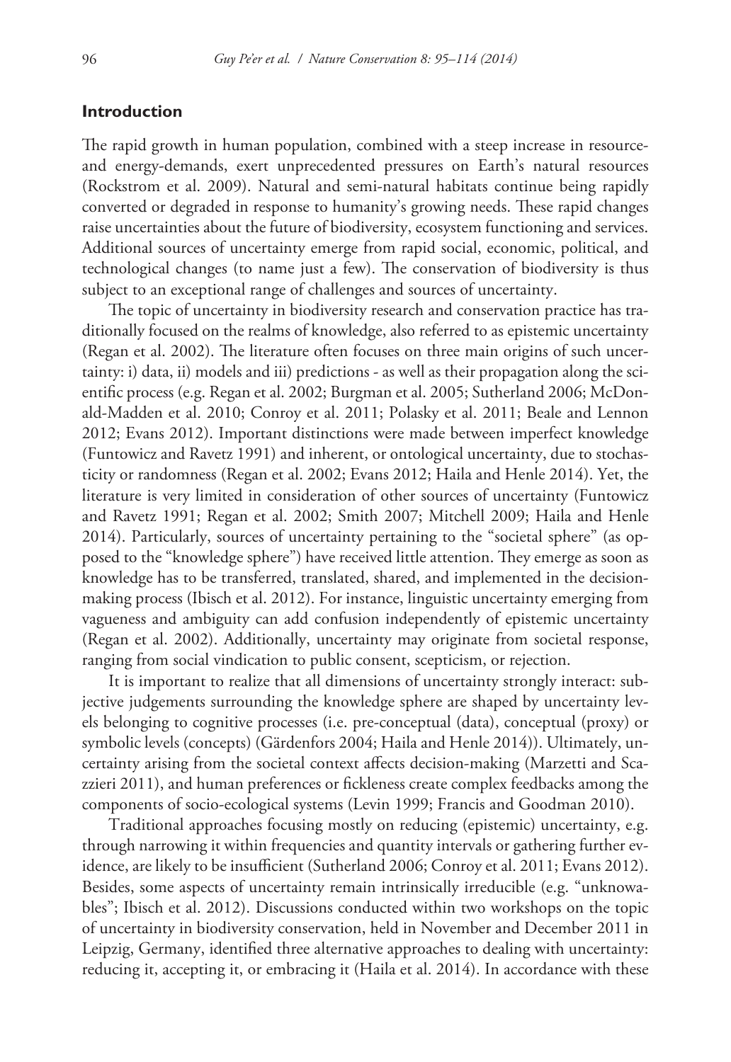## Introduction

The rapid growth in human population, combined with a steep increase in resource- and energy-demands, exert unprecedented pressures on Earth's natural resources (Rockstrom et al. 2009). Natural and semi-natural habitats continue being rapidly converted or degraded in response to humanity's growing needs. These rapid changes raise uncertainties about the future of biodiversity, ecosystem functioning and services. Additional sources of uncertainty emerge from rapid social, economic, political, and technological changes (to name just a few). The conservation of biodiversity is thus subject to an exceptional range of challenges and sources of uncertainty.

The topic of uncertainty in biodiversity research and conservation practice has traditionally focused on the realms of knowledge, also referred to as epistemic uncertainty (Regan et al. 2002). The literature often focuses on three main origins of such uncertainty: i) data, ii) models and iii) predictions - as well as their propagation along the scientific process (e.g. Regan et al. 2002; Burgman et al. 2005; Sutherland 2006; McDonald-Madden et al. 2010; Conroy et al. 2011; Polasky et al. 2011; Beale and Lennon 2012; Evans 2012). Important distinctions were made between imperfect knowledge (Funtowicz and Ravetz 1991) and inherent, or ontological uncertainty, due to stochasticity or randomness (Regan et al. 2002; Evans 2012; Haila and Henle 2014). Yet, the literature is very limited in consideration of other sources of uncertainty (Funtowicz and Ravetz 1991; Regan et al. 2002; Smith 2007; Mitchell 2009; Haila and Henle 2014). Particularly, sources of uncertainty pertaining to the "societal sphere" (as opposed to the "knowledge sphere") have received little attention. They emerge as soon as knowledge has to be transferred, translated, shared, and implemented in the decision-making process (Ibisch et al. 2012). For instance, linguistic uncertainty emerging from vagueness and ambiguity can add confusion independently of epistemic uncertainty (Regan et al. 2002). Additionally, uncertainty may originate from societal response, ranging from social vindication to public consent, scepticism, or rejection.

It is important to realize that all dimensions of uncertainty strongly interact: subjective judgements surrounding the knowledge sphere are shaped by uncertainty levels belonging to cognitive processes (i.e. pre-conceptual (data), conceptual (proxy) or symbolic levels (concepts) (Gärdenfors 2004; Haila and Henle 2014)). Ultimately, uncertainty arising from the societal context affects decision-making (Marzetti and Scazzieri 2011), and human preferences or fickleness create complex feedbacks among the components of socio-ecological systems (Levin 1999; Francis and Goodman 2010).

Traditional approaches focusing mostly on reducing (epistemic) uncertainty, e.g. through narrowing it within frequencies and quantity intervals or gathering further evidence, are likely to be insufficient (Sutherland 2006; Conroy et al. 2011; Evans 2012). Besides, some aspects of uncertainty remain intrinsically irreducible (e.g. "unknowables"; Ibisch et al. 2012). Discussions conducted within two workshops on the topic of uncertainty in biodiversity conservation, held in November and December 2011 in Leipzig, Germany, identified three alternative approaches to dealing with uncertainty: reducing it, accepting it, or embracing it (Haila et al. 2014). In accordance with these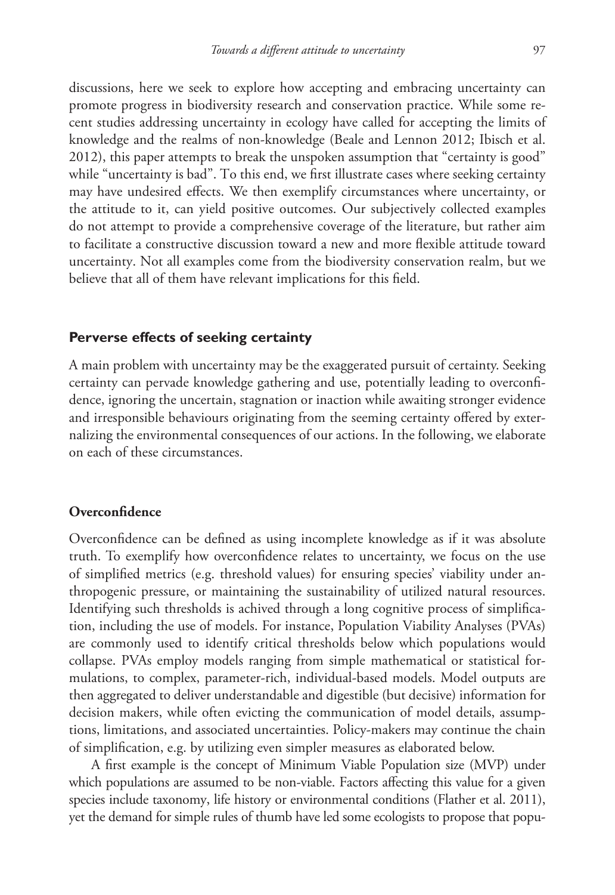discussions, here we seek to explore how accepting and embracing uncertainty can promote progress in biodiversity research and conservation practice. While some recent studies addressing uncertainty in ecology have called for accepting the limits of knowledge and the realms of non-knowledge (Beale and Lennon 2012; Ibisch et al. 2012), this paper attempts to break the unspoken assumption that "certainty is good" while "uncertainty is bad". To this end, we first illustrate cases where seeking certainty may have undesired effects. We then exemplify circumstances where uncertainty, or the attitude to it, can yield positive outcomes. Our subjectively collected examples do not attempt to provide a comprehensive coverage of the literature, but rather aim to facilitate a constructive discussion toward a new and more flexible attitude toward uncertainty. Not all examples come from the biodiversity conservation realm, but we believe that all of them have relevant implications for this field.

## Perverse effects of seeking certainty

A main problem with uncertainty may be the exaggerated pursuit of certainty. Seeking certainty can pervade knowledge gathering and use, potentially leading to overconfidence, ignoring the uncertain, stagnation or inaction while awaiting stronger evidence and irresponsible behaviours originating from the seeming certainty offered by externalizing the environmental consequences of our actions. In the following, we elaborate on each of these circumstances.

### Overconfidence

Overconfidence can be defined as using incomplete knowledge as if it was absolute truth. To exemplify how overconfidence relates to uncertainty, we focus on the use of simplified metrics (e.g. threshold values) for ensuring species' viability under anthropogenic pressure, or maintaining the sustainability of utilized natural resources. Identifying such thresholds is achived through a long cognitive process of simplification, including the use of models. For instance, Population Viability Analyses (PVAs) are commonly used to identify critical thresholds below which populations would collapse. PVAs employ models ranging from simple mathematical or statistical formulations, to complex, parameter-rich, individual-based models. Model outputs are then aggregated to deliver understandable and digestible (but decisive) information for decision makers, while often evicting the communication of model details, assumptions, limitations, and associated uncertainties. Policy-makers may continue the chain of simplification, e.g. by utilizing even simpler measures as elaborated below.

A first example is the concept of Minimum Viable Population size (MVP) under which populations are assumed to be non-viable. Factors affecting this value for a given species include taxonomy, life history or environmental conditions (Flather et al. 2011), yet the demand for simple rules of thumb have led some ecologists to propose that popu-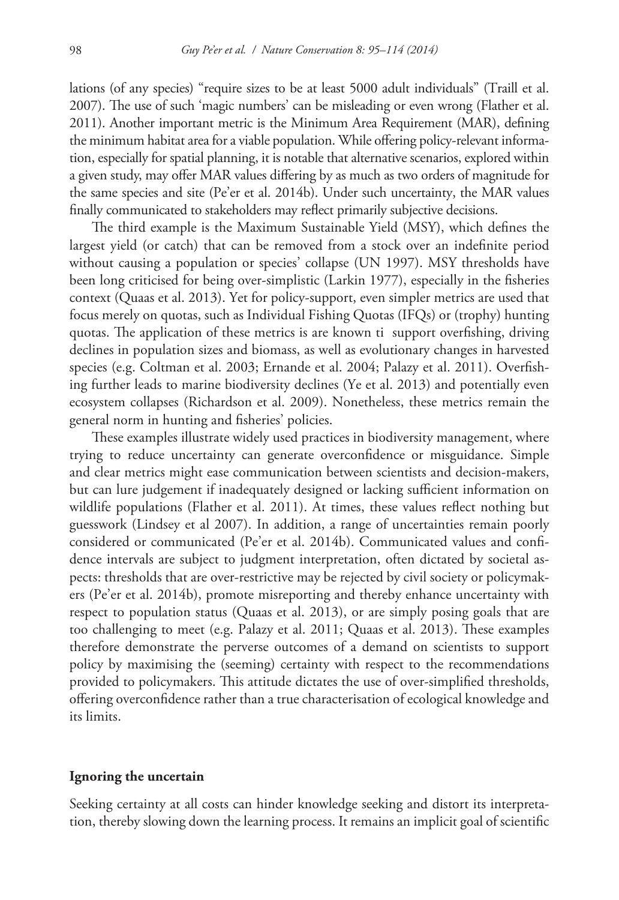lations (of any species) "require sizes to be at least 5000 adult individuals" (Traill et al. 2007). The use of such 'magic numbers' can be misleading or even wrong (Flather et al. 2011). Another important metric is the Minimum Area Requirement (MAR), defining the minimum habitat area for a viable population. While offering policy-relevant information, especially for spatial planning, it is notable that alternative scenarios, explored within a given study, may offer MAR values differing by as much as two orders of magnitude for the same species and site (Pe'er et al. 2014b). Under such uncertainty, the MAR values finally communicated to stakeholders may reflect primarily subjective decisions.

The third example is the Maximum Sustainable Yield (MSY), which defines the largest yield (or catch) that can be removed from a stock over an indefinite period without causing a population or species' collapse (UN 1997). MSY thresholds have been long criticised for being over-simplistic (Larkin 1977), especially in the fisheries context (Quaas et al. 2013). Yet for policy-support, even simpler metrics are used that focus merely on quotas, such as Individual Fishing Quotas (IFQs) or (trophy) hunting quotas. The application of these metrics is are known ti support overfishing, driving declines in population sizes and biomass, as well as evolutionary changes in harvested species (e.g. Coltman et al. 2003; Ernande et al. 2004; Palazy et al. 2011). Overfishing further leads to marine biodiversity declines (Ye et al. 2013) and potentially even ecosystem collapses (Richardson et al. 2009). Nonetheless, these metrics remain the general norm in hunting and fisheries' policies.

These examples illustrate widely used practices in biodiversity management, where trying to reduce uncertainty can generate overconfidence or misguidance. Simple and clear metrics might ease communication between scientists and decision-makers, but can lure judgement if inadequately designed or lacking sufficient information on wildlife populations (Flather et al. 2011). At times, these values reflect nothing but guesswork (Lindsey et al 2007). In addition, a range of uncertainties remain poorly considered or communicated (Pe'er et al. 2014b). Communicated values and confidence intervals are subject to judgment interpretation, often dictated by societal aspects: thresholds that are over-restrictive may be rejected by civil society or policymakers (Pe'er et al. 2014b), promote misreporting and thereby enhance uncertainty with respect to population status (Quaas et al. 2013), or are simply posing goals that are too challenging to meet (e.g. Palazy et al. 2011; Quaas et al. 2013). These examples therefore demonstrate the perverse outcomes of a demand on scientists to support policy by maximising the (seeming) certainty with respect to the recommendations provided to policymakers. This attitude dictates the use of over-simplified thresholds, offering overconfidence rather than a true characterisation of ecological knowledge and its limits.

## Ignoring the uncertain

Seeking certainty at all costs can hinder knowledge seeking and distort its interpretation, thereby slowing down the learning process. It remains an implicit goal of scientific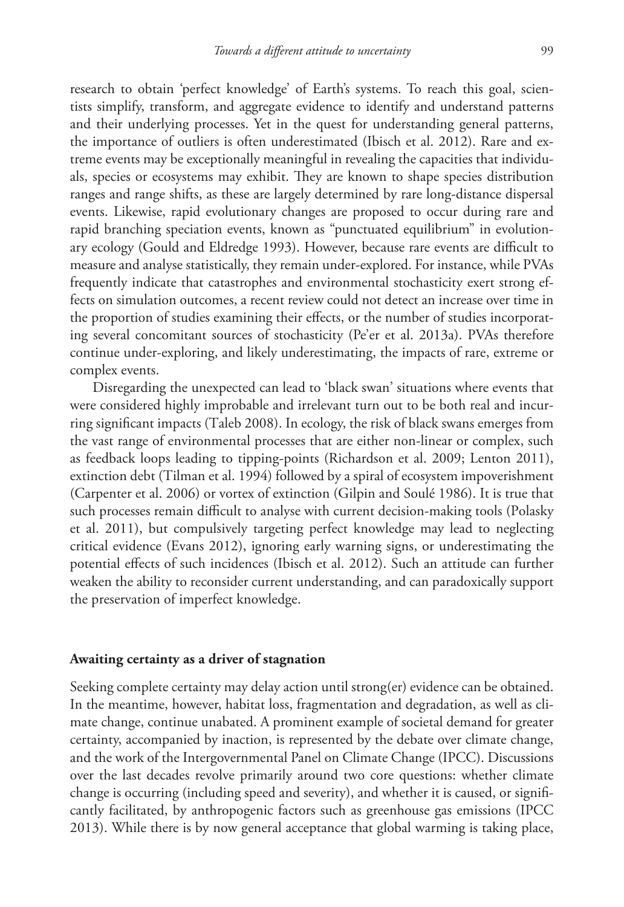research to obtain 'perfect knowledge' of Earth's systems. To reach this goal, scientists simplify, transform, and aggregate evidence to identify and understand patterns and their underlying processes. Yet in the quest for understanding general patterns, the importance of outliers is often underestimated (Ibisch et al. 2012). Rare and extreme events may be exceptionally meaningful in revealing the capacities that individuals, species or ecosystems may exhibit. They are known to shape species distribution ranges and range shifts, as these are largely determined by rare long-distance dispersal events. Likewise, rapid evolutionary changes are proposed to occur during rare and rapid branching speciation events, known as "punctuated equilibrium" in evolutionary ecology (Gould and Eldredge 1993). However, because rare events are difficult to measure and analyse statistically, they remain under-explored. For instance, while PVAs frequently indicate that catastrophes and environmental stochasticity exert strong effects on simulation outcomes, a recent review could not detect an increase over time in the proportion of studies examining their effects, or the number of studies incorporating several concomitant sources of stochasticity (Pe'er et al. 2013a). PVAs therefore continue under-exploring, and likely underestimating, the impacts of rare, extreme or complex events.

Disregarding the unexpected can lead to 'black swan' situations where events that were considered highly improbable and irrelevant turn out to be both real and incurring significant impacts (Taleb 2008). In ecology, the risk of black swans emerges from the vast range of environmental processes that are either non-linear or complex, such as feedback loops leading to tipping-points (Richardson et al. 2009; Lenton 2011), extinction debt (Tilman et al. 1994) followed by a spiral of ecosystem impoverishment (Carpenter et al. 2006) or vortex of extinction (Gilpin and Soulé 1986). It is true that such processes remain difficult to analyse with current decision-making tools (Polasky et al. 2011), but compulsively targeting perfect knowledge may lead to neglecting critical evidence (Evans 2012), ignoring early warning signs, or underestimating the potential effects of such incidences (Ibisch et al. 2012). Such an attitude can further weaken the ability to reconsider current understanding, and can paradoxically support the preservation of imperfect knowledge.

### Awaiting certainty as a driver of stagnation

Seeking complete certainty may delay action until strong(er) evidence can be obtained. In the meantime, however, habitat loss, fragmentation and degradation, as well as climate change, continue unabated. A prominent example of societal demand for greater certainty, accompanied by inaction, is represented by the debate over climate change, and the work of the Intergovernmental Panel on Climate Change (IPCC). Discussions over the last decades revolve primarily around two core questions: whether climate change is occurring (including speed and severity), and whether it is caused, or significantly facilitated, by anthropogenic factors such as greenhouse gas emissions (IPCC 2013). While there is by now general acceptance that global warming is taking place,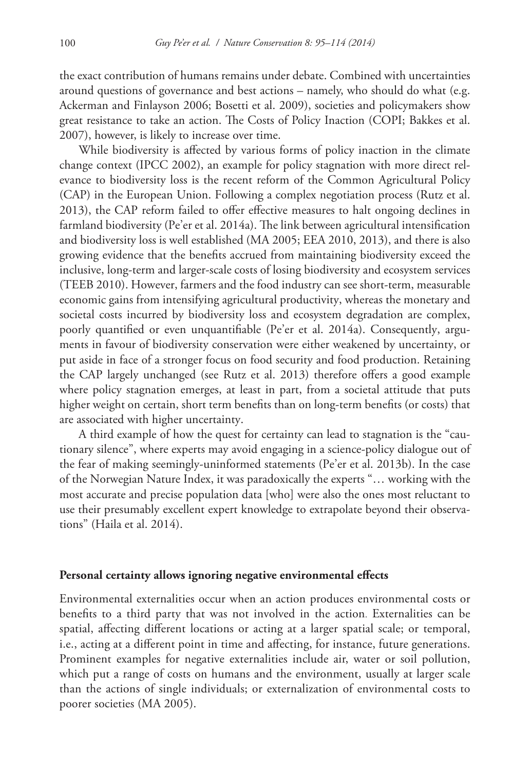the exact contribution of humans remains under debate. Combined with uncertainties around questions of governance and best actions – namely, who should do what (e.g. Ackerman and Finlayson 2006; Bosetti et al. 2009), societies and policymakers show great resistance to take an action. The Costs of Policy Inaction (COPI; Bakkes et al. 2007), however, is likely to increase over time.

While biodiversity is affected by various forms of policy inaction in the climate change context (IPCC 2002), an example for policy stagnation with more direct relevance to biodiversity loss is the recent reform of the Common Agricultural Policy (CAP) in the European Union. Following a complex negotiation process (Rutz et al. 2013), the CAP reform failed to offer effective measures to halt ongoing declines in farmland biodiversity (Pe'er et al. 2014a). The link between agricultural intensification and biodiversity loss is well established (MA 2005; EEA 2010, 2013), and there is also growing evidence that the benefits accrued from maintaining biodiversity exceed the inclusive, long-term and larger-scale costs of losing biodiversity and ecosystem services (TEEB 2010). However, farmers and the food industry can see short-term, measurable economic gains from intensifying agricultural productivity, whereas the monetary and societal costs incurred by biodiversity loss and ecosystem degradation are complex, poorly quantified or even unquantifiable (Pe'er et al. 2014a). Consequently, arguments in favour of biodiversity conservation were either weakened by uncertainty, or put aside in face of a stronger focus on food security and food production. Retaining the CAP largely unchanged (see Rutz et al. 2013) therefore offers a good example where policy stagnation emerges, at least in part, from a societal attitude that puts higher weight on certain, short term benefits than on long-term benefits (or costs) that are associated with higher uncertainty.

A third example of how the quest for certainty can lead to stagnation is the "cautionary silence", where experts may avoid engaging in a science-policy dialogue out of the fear of making seemingly-uninformed statements (Pe'er et al. 2013b). In the case of the Norwegian Nature Index, it was paradoxically the experts "… working with the most accurate and precise population data [who] were also the ones most reluctant to use their presumably excellent expert knowledge to extrapolate beyond their observations" (Haila et al. 2014).

## Personal certainty allows ignoring negative environmental effects

Environmental externalities occur when an action produces environmental costs or benefits to a third party that was not involved in the action. Externalities can be spatial, affecting different locations or acting at a larger spatial scale; or temporal, i.e., acting at a different point in time and affecting, for instance, future generations. Prominent examples for negative externalities include air, water or soil pollution, which put a range of costs on humans and the environment, usually at larger scale than the actions of single individuals; or externalization of environmental costs to poorer societies (MA 2005).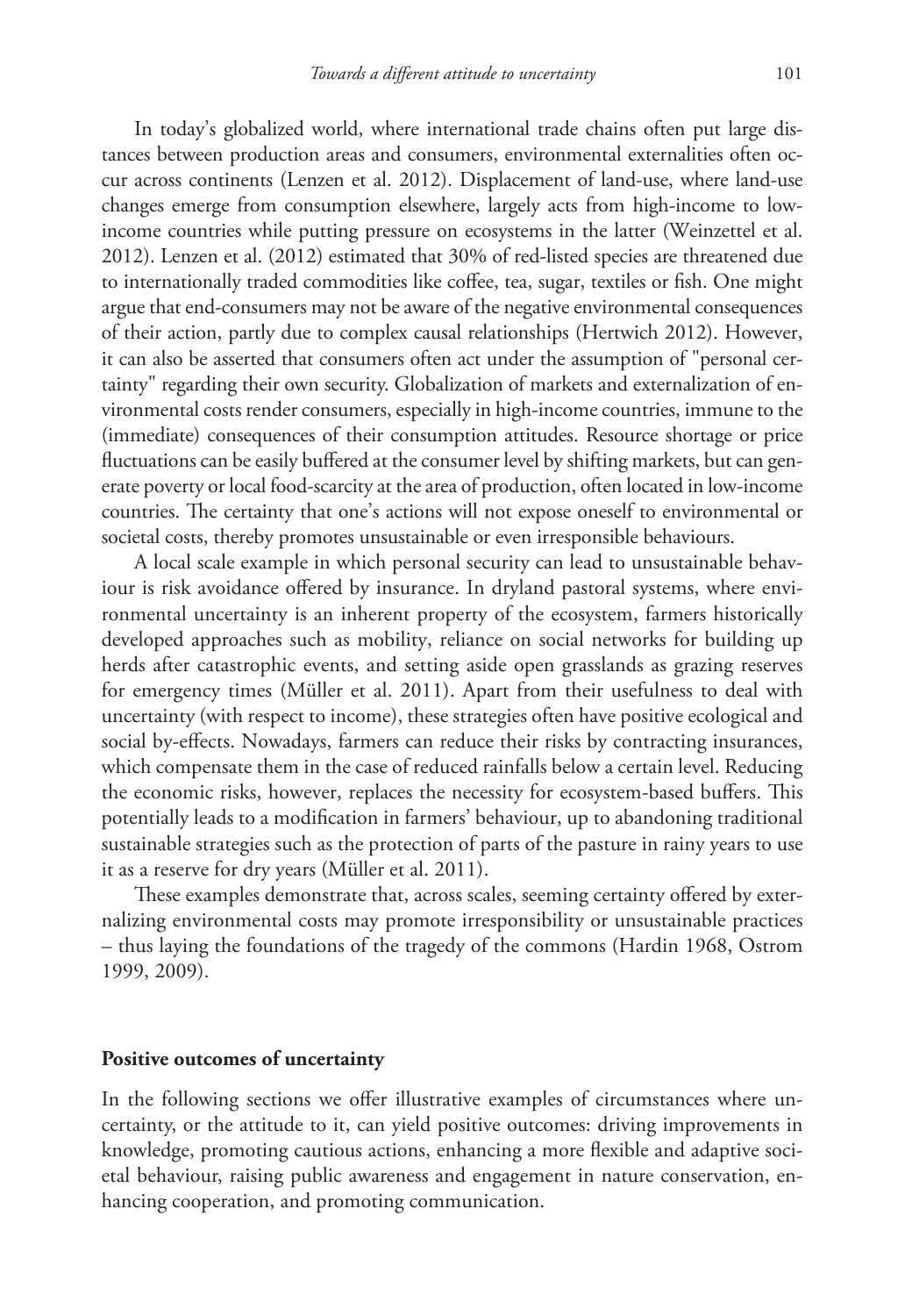In today's globalized world, where international trade chains often put large distances between production areas and consumers, environmental externalities often occur across continents (Lenzen et al. 2012). Displacement of land-use, where land-use changes emerge from consumption elsewhere, largely acts from high-income to low-income countries while putting pressure on ecosystems in the latter (Weinzettel et al. 2012). Lenzen et al. (2012) estimated that 30% of red-listed species are threatened due to internationally traded commodities like coffee, tea, sugar, textiles or fish. One might argue that end-consumers may not be aware of the negative environmental consequences of their action, partly due to complex causal relationships (Hertwich 2012). However, it can also be asserted that consumers often act under the assumption of "personal certainty" regarding their own security. Globalization of markets and externalization of environmental costs render consumers, especially in high-income countries, immune to the (immediate) consequences of their consumption attitudes. Resource shortage or price fluctuations can be easily buffered at the consumer level by shifting markets, but can generate poverty or local food-scarcity at the area of production, often located in low-income countries. The certainty that one's actions will not expose oneself to environmental or societal costs, thereby promotes unsustainable or even irresponsible behaviours.

A local scale example in which personal security can lead to unsustainable behaviour is risk avoidance offered by insurance. In dryland pastoral systems, where environmental uncertainty is an inherent property of the ecosystem, farmers historically developed approaches such as mobility, reliance on social networks for building up herds after catastrophic events, and setting aside open grasslands as grazing reserves for emergency times (Müller et al. 2011). Apart from their usefulness to deal with uncertainty (with respect to income), these strategies often have positive ecological and social by-effects. Nowadays, farmers can reduce their risks by contracting insurances, which compensate them in the case of reduced rainfalls below a certain level. Reducing the economic risks, however, replaces the necessity for ecosystem-based buffers. This potentially leads to a modification in farmers' behaviour, up to abandoning traditional sustainable strategies such as the protection of parts of the pasture in rainy years to use it as a reserve for dry years (Müller et al. 2011).

These examples demonstrate that, across scales, seeming certainty offered by externalizing environmental costs may promote irresponsibility or unsustainable practices – thus laying the foundations of the tragedy of the commons (Hardin 1968, Ostrom 1999, 2009).

## Positive outcomes of uncertainty

In the following sections we offer illustrative examples of circumstances where uncertainty, or the attitude to it, can yield positive outcomes: driving improvements in knowledge, promoting cautious actions, enhancing a more flexible and adaptive societal behaviour, raising public awareness and engagement in nature conservation, enhancing cooperation, and promoting communication.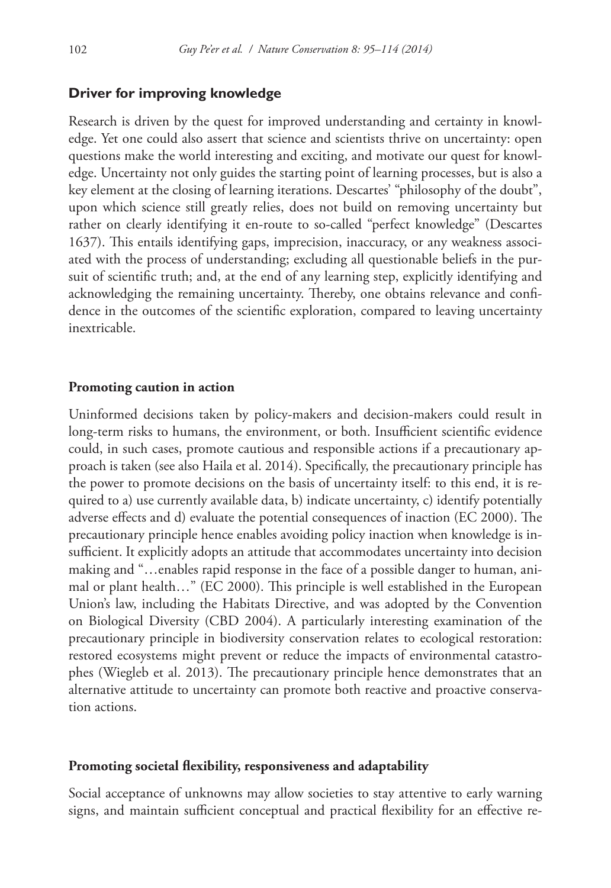### Driver for improving knowledge

Research is driven by the quest for improved understanding and certainty in knowledge. Yet one could also assert that science and scientists thrive on uncertainty: open questions make the world interesting and exciting, and motivate our quest for knowledge. Uncertainty not only guides the starting point of learning processes, but is also a key element at the closing of learning iterations. Descartes' "philosophy of the doubt", upon which science still greatly relies, does not build on removing uncertainty but rather on clearly identifying it en-route to so-called "perfect knowledge" (Descartes 1637). This entails identifying gaps, imprecision, inaccuracy, or any weakness associated with the process of understanding; excluding all questionable beliefs in the pursuit of scientific truth; and, at the end of any learning step, explicitly identifying and acknowledging the remaining uncertainty. Thereby, one obtains relevance and confidence in the outcomes of the scientific exploration, compared to leaving uncertainty inextricable.

#### Promoting caution in action

Uninformed decisions taken by policy-makers and decision-makers could result in long-term risks to humans, the environment, or both. Insufficient scientific evidence could, in such cases, promote cautious and responsible actions if a precautionary approach is taken (see also Haila et al. 2014). Specifically, the precautionary principle has the power to promote decisions on the basis of uncertainty itself: to this end, it is required to a) use currently available data, b) indicate uncertainty, c) identify potentially adverse effects and d) evaluate the potential consequences of inaction (EC 2000). The precautionary principle hence enables avoiding policy inaction when knowledge is insufficient. It explicitly adopts an attitude that accommodates uncertainty into decision making and "…enables rapid response in the face of a possible danger to human, animal or plant health…" (EC 2000). This principle is well established in the European Union's law, including the Habitats Directive, and was adopted by the Convention on Biological Diversity (CBD 2004). A particularly interesting examination of the precautionary principle in biodiversity conservation relates to ecological restoration: restored ecosystems might prevent or reduce the impacts of environmental catastrophes (Wiegleb et al. 2013). The precautionary principle hence demonstrates that an alternative attitude to uncertainty can promote both reactive and proactive conservation actions.

#### Promoting societal flexibility, responsiveness and adaptability

Social acceptance of unknowns may allow societies to stay attentive to early warning signs, and maintain sufficient conceptual and practical flexibility for an effective re-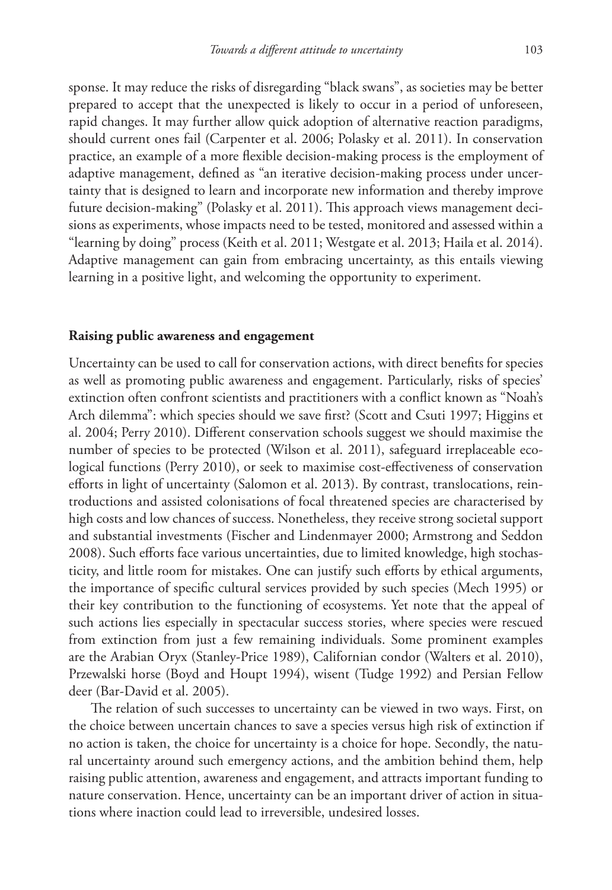sponse. It may reduce the risks of disregarding "black swans", as societies may be better prepared to accept that the unexpected is likely to occur in a period of unforeseen, rapid changes. It may further allow quick adoption of alternative reaction paradigms, should current ones fail (Carpenter et al. 2006; Polasky et al. 2011). In conservation practice, an example of a more flexible decision-making process is the employment of adaptive management, defined as "an iterative decision-making process under uncertainty that is designed to learn and incorporate new information and thereby improve future decision-making" (Polasky et al. 2011). This approach views management decisions as experiments, whose impacts need to be tested, monitored and assessed within a "learning by doing" process (Keith et al. 2011; Westgate et al. 2013; Haila et al. 2014). Adaptive management can gain from embracing uncertainty, as this entails viewing learning in a positive light, and welcoming the opportunity to experiment.

## Raising public awareness and engagement

Uncertainty can be used to call for conservation actions, with direct benefits for species as well as promoting public awareness and engagement. Particularly, risks of species' extinction often confront scientists and practitioners with a conflict known as "Noah's Arch dilemma": which species should we save first? (Scott and Csuti 1997; Higgins et al. 2004; Perry 2010). Different conservation schools suggest we should maximise the number of species to be protected (Wilson et al. 2011), safeguard irreplaceable ecological functions (Perry 2010), or seek to maximise cost-effectiveness of conservation efforts in light of uncertainty (Salomon et al. 2013). By contrast, translocations, reintroductions and assisted colonisations of focal threatened species are characterised by high costs and low chances of success. Nonetheless, they receive strong societal support and substantial investments (Fischer and Lindenmayer 2000; Armstrong and Seddon 2008). Such efforts face various uncertainties, due to limited knowledge, high stochasticity, and little room for mistakes. One can justify such efforts by ethical arguments, the importance of specific cultural services provided by such species (Mech 1995) or their key contribution to the functioning of ecosystems. Yet note that the appeal of such actions lies especially in spectacular success stories, where species were rescued from extinction from just a few remaining individuals. Some prominent examples are the Arabian Oryx (Stanley-Price 1989), Californian condor (Walters et al. 2010), Przewalski horse (Boyd and Houpt 1994), wisent (Tudge 1992) and Persian Fellow deer (Bar-David et al. 2005).

The relation of such successes to uncertainty can be viewed in two ways. First, on the choice between uncertain chances to save a species versus high risk of extinction if no action is taken, the choice for uncertainty is a choice for hope. Secondly, the natural uncertainty around such emergency actions, and the ambition behind them, help raising public attention, awareness and engagement, and attracts important funding to nature conservation. Hence, uncertainty can be an important driver of action in situations where inaction could lead to irreversible, undesired losses.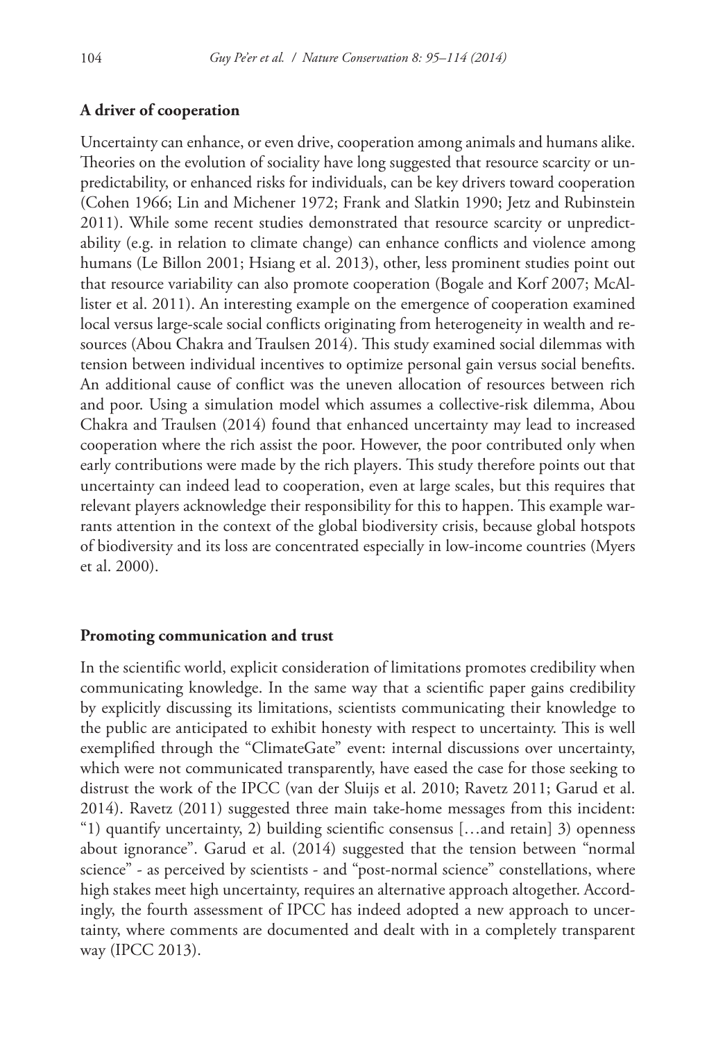### A driver of cooperation

Uncertainty can enhance, or even drive, cooperation among animals and humans alike. Theories on the evolution of sociality have long suggested that resource scarcity or unpredictability, or enhanced risks for individuals, can be key drivers toward cooperation (Cohen 1966; Lin and Michener 1972; Frank and Slatkin 1990; Jetz and Rubinstein 2011). While some recent studies demonstrated that resource scarcity or unpredictability (e.g. in relation to climate change) can enhance conflicts and violence among humans (Le Billon 2001; Hsiang et al. 2013), other, less prominent studies point out that resource variability can also promote cooperation (Bogale and Korf 2007; McAllister et al. 2011). An interesting example on the emergence of cooperation examined local versus large-scale social conflicts originating from heterogeneity in wealth and resources (Abou Chakra and Traulsen 2014). This study examined social dilemmas with tension between individual incentives to optimize personal gain versus social benefits. An additional cause of conflict was the uneven allocation of resources between rich and poor. Using a simulation model which assumes a collective-risk dilemma, Abou Chakra and Traulsen (2014) found that enhanced uncertainty may lead to increased cooperation where the rich assist the poor. However, the poor contributed only when early contributions were made by the rich players. This study therefore points out that uncertainty can indeed lead to cooperation, even at large scales, but this requires that relevant players acknowledge their responsibility for this to happen. This example warrants attention in the context of the global biodiversity crisis, because global hotspots of biodiversity and its loss are concentrated especially in low-income countries (Myers et al. 2000).

### Promoting communication and trust

In the scientific world, explicit consideration of limitations promotes credibility when communicating knowledge. In the same way that a scientific paper gains credibility by explicitly discussing its limitations, scientists communicating their knowledge to the public are anticipated to exhibit honesty with respect to uncertainty. This is well exemplified through the "ClimateGate" event: internal discussions over uncertainty, which were not communicated transparently, have eased the case for those seeking to distrust the work of the IPCC (van der Sluijs et al. 2010; Ravetz 2011; Garud et al. 2014). Ravetz (2011) suggested three main take-home messages from this incident: "1) quantify uncertainty, 2) building scientific consensus […and retain] 3) openness about ignorance". Garud et al. (2014) suggested that the tension between "normal science" - as perceived by scientists - and "post-normal science" constellations, where high stakes meet high uncertainty, requires an alternative approach altogether. Accordingly, the fourth assessment of IPCC has indeed adopted a new approach to uncertainty, where comments are documented and dealt with in a completely transparent way (IPCC 2013).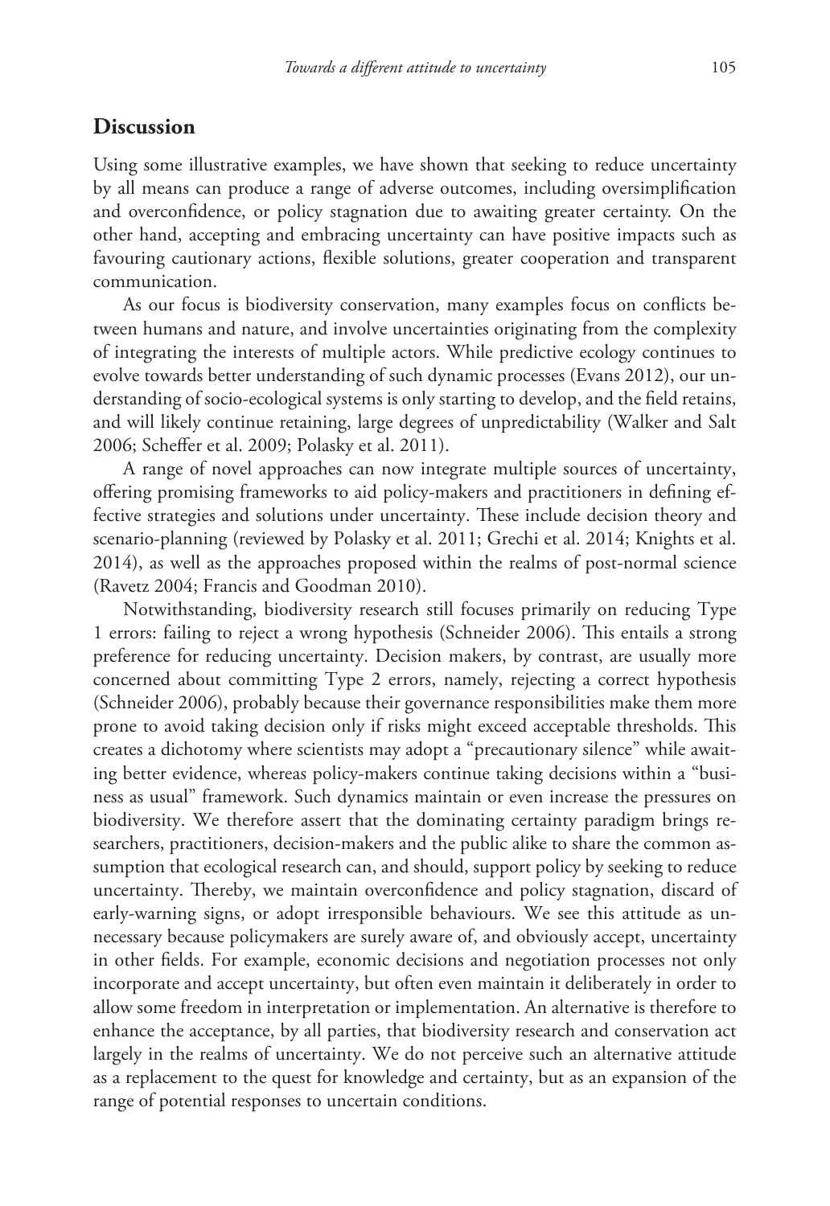## Discussion

Using some illustrative examples, we have shown that seeking to reduce uncertainty by all means can produce a range of adverse outcomes, including oversimplification and overconfidence, or policy stagnation due to awaiting greater certainty. On the other hand, accepting and embracing uncertainty can have positive impacts such as favouring cautionary actions, flexible solutions, greater cooperation and transparent communication.

As our focus is biodiversity conservation, many examples focus on conflicts between humans and nature, and involve uncertainties originating from the complexity of integrating the interests of multiple actors. While predictive ecology continues to evolve towards better understanding of such dynamic processes (Evans 2012), our understanding of socio-ecological systems is only starting to develop, and the field retains, and will likely continue retaining, large degrees of unpredictability (Walker and Salt 2006; Scheffer et al. 2009; Polasky et al. 2011).

A range of novel approaches can now integrate multiple sources of uncertainty, offering promising frameworks to aid policy-makers and practitioners in defining effective strategies and solutions under uncertainty. These include decision theory and scenario-planning (reviewed by Polasky et al. 2011; Grechi et al. 2014; Knights et al. 2014), as well as the approaches proposed within the realms of post-normal science (Ravetz 2004; Francis and Goodman 2010).

Notwithstanding, biodiversity research still focuses primarily on reducing Type 1 errors: failing to reject a wrong hypothesis (Schneider 2006). This entails a strong preference for reducing uncertainty. Decision makers, by contrast, are usually more concerned about committing Type 2 errors, namely, rejecting a correct hypothesis (Schneider 2006), probably because their governance responsibilities make them more prone to avoid taking decision only if risks might exceed acceptable thresholds. This creates a dichotomy where scientists may adopt a "precautionary silence" while awaiting better evidence, whereas policy-makers continue taking decisions within a "business as usual" framework. Such dynamics maintain or even increase the pressures on biodiversity. We therefore assert that the dominating certainty paradigm brings researchers, practitioners, decision-makers and the public alike to share the common assumption that ecological research can, and should, support policy by seeking to reduce uncertainty. Thereby, we maintain overconfidence and policy stagnation, discard of early-warning signs, or adopt irresponsible behaviours. We see this attitude as unnecessary because policymakers are surely aware of, and obviously accept, uncertainty in other fields. For example, economic decisions and negotiation processes not only incorporate and accept uncertainty, but often even maintain it deliberately in order to allow some freedom in interpretation or implementation. An alternative is therefore to enhance the acceptance, by all parties, that biodiversity research and conservation act largely in the realms of uncertainty. We do not perceive such an alternative attitude as a replacement to the quest for knowledge and certainty, but as an expansion of the range of potential responses to uncertain conditions.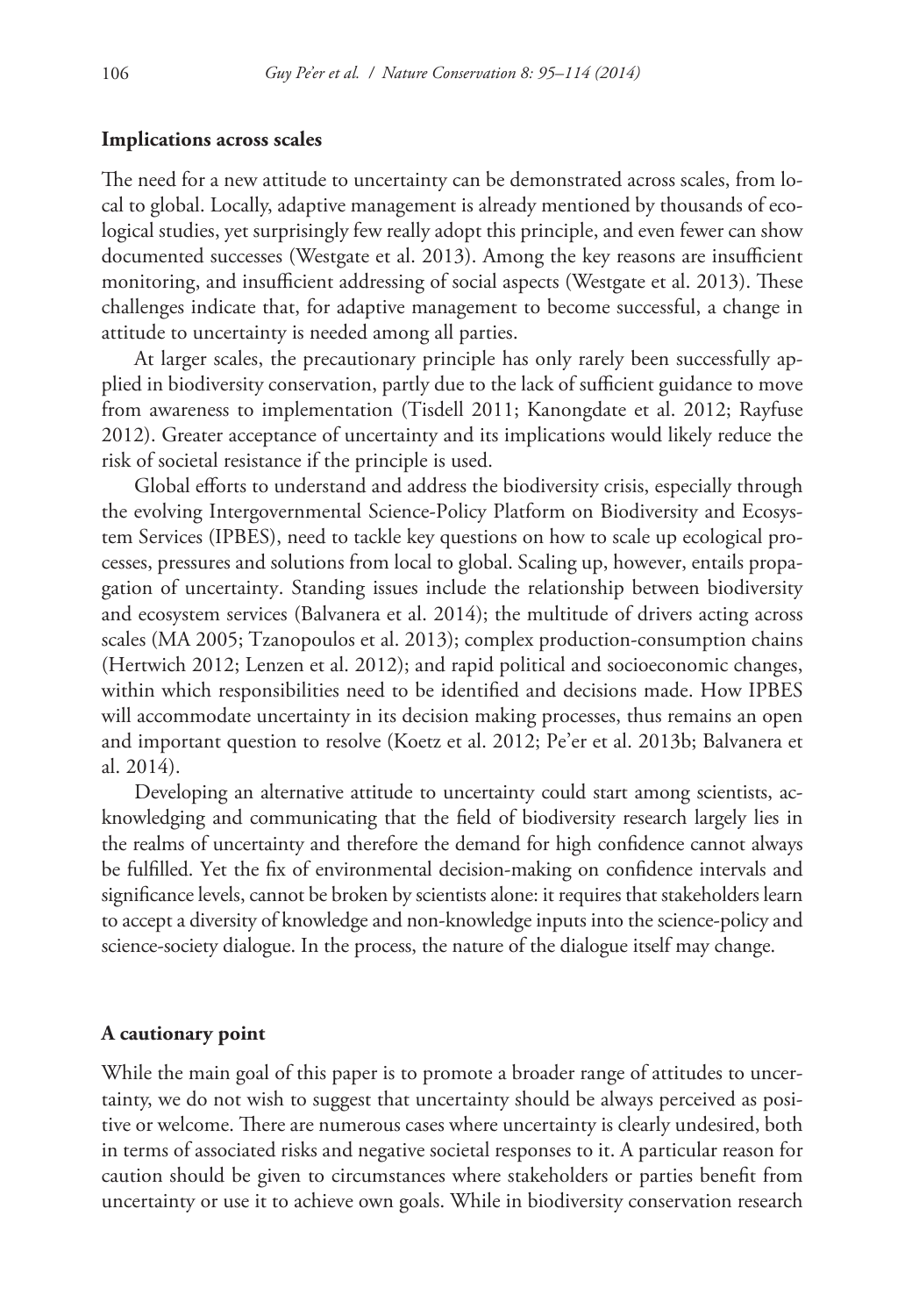### Implications across scales

The need for a new attitude to uncertainty can be demonstrated across scales, from local to global. Locally, adaptive management is already mentioned by thousands of ecological studies, yet surprisingly few really adopt this principle, and even fewer can show documented successes (Westgate et al. 2013). Among the key reasons are insufficient monitoring, and insufficient addressing of social aspects (Westgate et al. 2013). These challenges indicate that, for adaptive management to become successful, a change in attitude to uncertainty is needed among all parties.

At larger scales, the precautionary principle has only rarely been successfully applied in biodiversity conservation, partly due to the lack of sufficient guidance to move from awareness to implementation (Tisdell 2011; Kanongdate et al. 2012; Rayfuse 2012). Greater acceptance of uncertainty and its implications would likely reduce the risk of societal resistance if the principle is used.

Global efforts to understand and address the biodiversity crisis, especially through the evolving Intergovernmental Science-Policy Platform on Biodiversity and Ecosystem Services (IPBES), need to tackle key questions on how to scale up ecological processes, pressures and solutions from local to global. Scaling up, however, entails propagation of uncertainty. Standing issues include the relationship between biodiversity and ecosystem services (Balvanera et al. 2014); the multitude of drivers acting across scales (MA 2005; Tzanopoulos et al. 2013); complex production-consumption chains (Hertwich 2012; Lenzen et al. 2012); and rapid political and socioeconomic changes, within which responsibilities need to be identified and decisions made. How IPBES will accommodate uncertainty in its decision making processes, thus remains an open and important question to resolve (Koetz et al. 2012; Pe'er et al. 2013b; Balvanera et al. 2014).

Developing an alternative attitude to uncertainty could start among scientists, acknowledging and communicating that the field of biodiversity research largely lies in the realms of uncertainty and therefore the demand for high confidence cannot always be fulfilled. Yet the fix of environmental decision-making on confidence intervals and significance levels, cannot be broken by scientists alone: it requires that stakeholders learn to accept a diversity of knowledge and non-knowledge inputs into the science-policy and science-society dialogue. In the process, the nature of the dialogue itself may change.

### A cautionary point

While the main goal of this paper is to promote a broader range of attitudes to uncertainty, we do not wish to suggest that uncertainty should be always perceived as positive or welcome. There are numerous cases where uncertainty is clearly undesired, both in terms of associated risks and negative societal responses to it. A particular reason for caution should be given to circumstances where stakeholders or parties benefit from uncertainty or use it to achieve own goals. While in biodiversity conservation research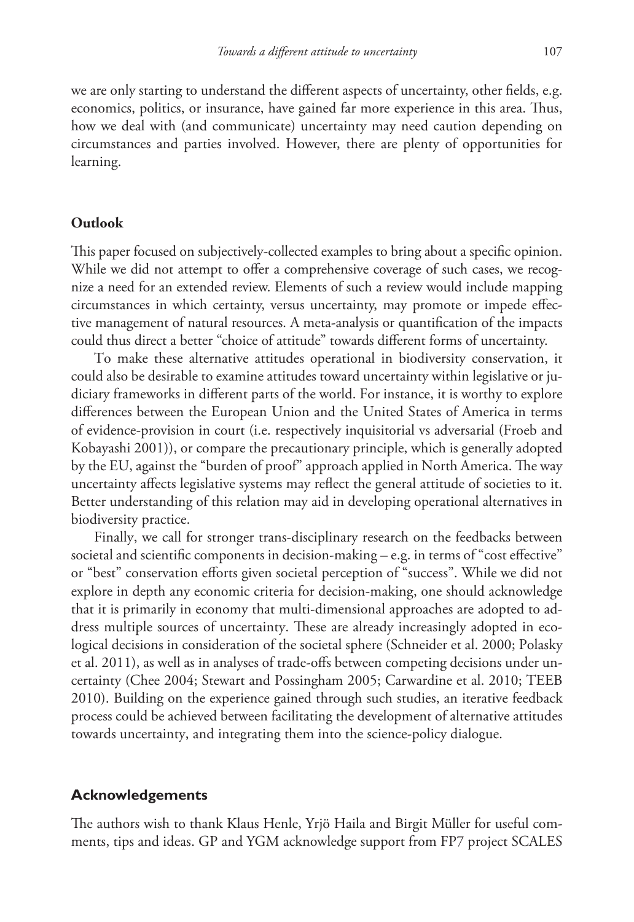we are only starting to understand the different aspects of uncertainty, other fields, e.g. economics, politics, or insurance, have gained far more experience in this area. Thus, how we deal with (and communicate) uncertainty may need caution depending on circumstances and parties involved. However, there are plenty of opportunities for learning.

## Outlook

This paper focused on subjectively-collected examples to bring about a specific opinion. While we did not attempt to offer a comprehensive coverage of such cases, we recognize a need for an extended review. Elements of such a review would include mapping circumstances in which certainty, versus uncertainty, may promote or impede effective management of natural resources. A meta-analysis or quantification of the impacts could thus direct a better "choice of attitude" towards different forms of uncertainty.

To make these alternative attitudes operational in biodiversity conservation, it could also be desirable to examine attitudes toward uncertainty within legislative or judiciary frameworks in different parts of the world. For instance, it is worthy to explore differences between the European Union and the United States of America in terms of evidence-provision in court (i.e. respectively inquisitorial vs adversarial (Froeb and Kobayashi 2001)), or compare the precautionary principle, which is generally adopted by the EU, against the "burden of proof" approach applied in North America. The way uncertainty affects legislative systems may reflect the general attitude of societies to it. Better understanding of this relation may aid in developing operational alternatives in biodiversity practice.

Finally, we call for stronger trans-disciplinary research on the feedbacks between societal and scientific components in decision-making – e.g. in terms of "cost effective" or "best" conservation efforts given societal perception of "success". While we did not explore in depth any economic criteria for decision-making, one should acknowledge that it is primarily in economy that multi-dimensional approaches are adopted to address multiple sources of uncertainty. These are already increasingly adopted in ecological decisions in consideration of the societal sphere (Schneider et al. 2000; Polasky et al. 2011), as well as in analyses of trade-offs between competing decisions under uncertainty (Chee 2004; Stewart and Possingham 2005; Carwardine et al. 2010; TEEB 2010). Building on the experience gained through such studies, an iterative feedback process could be achieved between facilitating the development of alternative attitudes towards uncertainty, and integrating them into the science-policy dialogue.

## Acknowledgements

The authors wish to thank Klaus Henle, Yrjö Haila and Birgit Müller for useful comments, tips and ideas. GP and YGM acknowledge support from FP7 project SCALES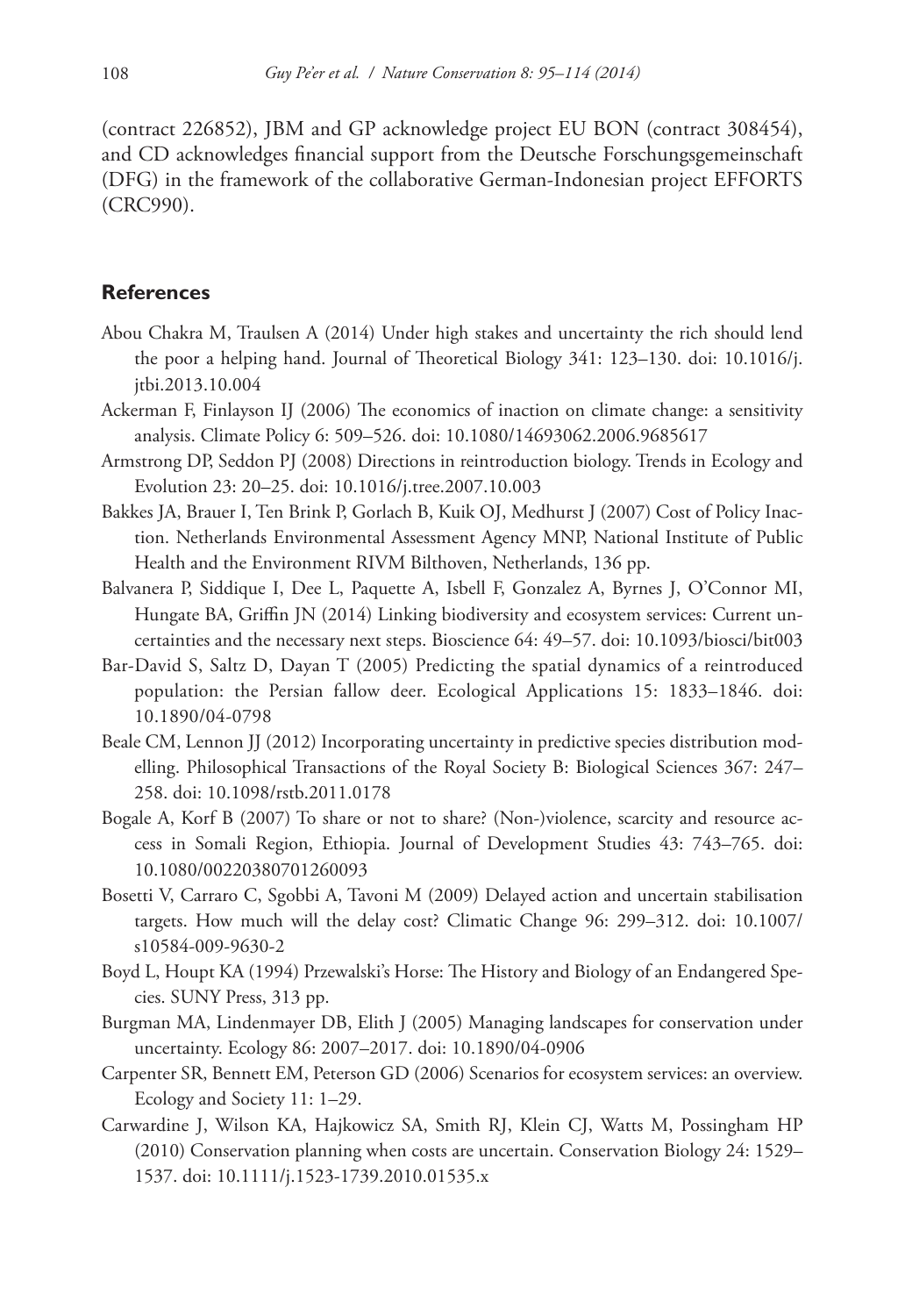(contract 226852), JBM and GP acknowledge project EU BON (contract 308454), and CD acknowledges financial support from the Deutsche Forschungsgemeinschaft (DFG) in the framework of the collaborative German-Indonesian project EFFORTS (CRC990).

## References

Abou Chakra M, Traulsen A (2014) Under high stakes and uncertainty the rich should lend the poor a helping hand. Journal of Theoretical Biology 341: 123–130. doi: 10.1016/j.jtbi.2013.10.004

Ackerman F, Finlayson IJ (2006) The economics of inaction on climate change: a sensitivity analysis. Climate Policy 6: 509–526. doi: 10.1080/14693062.2006.9685617

Armstrong DP, Seddon PJ (2008) Directions in reintroduction biology. Trends in Ecology and Evolution 23: 20–25. doi: 10.1016/j.tree.2007.10.003

Bakkes JA, Brauer I, Ten Brink P, Gorlach B, Kuik OJ, Medhurst J (2007) Cost of Policy Inaction. Netherlands Environmental Assessment Agency MNP, National Institute of Public Health and the Environment RIVM Bilthoven, Netherlands, 136 pp.

Balvanera P, Siddique I, Dee L, Paquette A, Isbell F, Gonzalez A, Byrnes J, O'Connor MI, Hungate BA, Griffin JN (2014) Linking biodiversity and ecosystem services: Current uncertainties and the necessary next steps. Bioscience 64: 49–57. doi: 10.1093/biosci/bit003

Bar-David S, Saltz D, Dayan T (2005) Predicting the spatial dynamics of a reintroduced population: the Persian fallow deer. Ecological Applications 15: 1833–1846. doi: 10.1890/04-0798

Beale CM, Lennon JJ (2012) Incorporating uncertainty in predictive species distribution modelling. Philosophical Transactions of the Royal Society B: Biological Sciences 367: 247–258. doi: 10.1098/rstb.2011.0178

Bogale A, Korf B (2007) To share or not to share? (Non-)violence, scarcity and resource access in Somali Region, Ethiopia. Journal of Development Studies 43: 743–765. doi: 10.1080/00220380701260093

Bosetti V, Carraro C, Sgobbi A, Tavoni M (2009) Delayed action and uncertain stabilisation targets. How much will the delay cost? Climatic Change 96: 299–312. doi: 10.1007/s10584-009-9630-2

Boyd L, Houpt KA (1994) Przewalski's Horse: The History and Biology of an Endangered Species. SUNY Press, 313 pp.

Burgman MA, Lindenmayer DB, Elith J (2005) Managing landscapes for conservation under uncertainty. Ecology 86: 2007–2017. doi: 10.1890/04-0906

Carpenter SR, Bennett EM, Peterson GD (2006) Scenarios for ecosystem services: an overview. Ecology and Society 11: 1–29.

Carwardine J, Wilson KA, Hajkowicz SA, Smith RJ, Klein CJ, Watts M, Possingham HP (2010) Conservation planning when costs are uncertain. Conservation Biology 24: 1529–1537. doi: 10.1111/j.1523-1739.2010.01535.x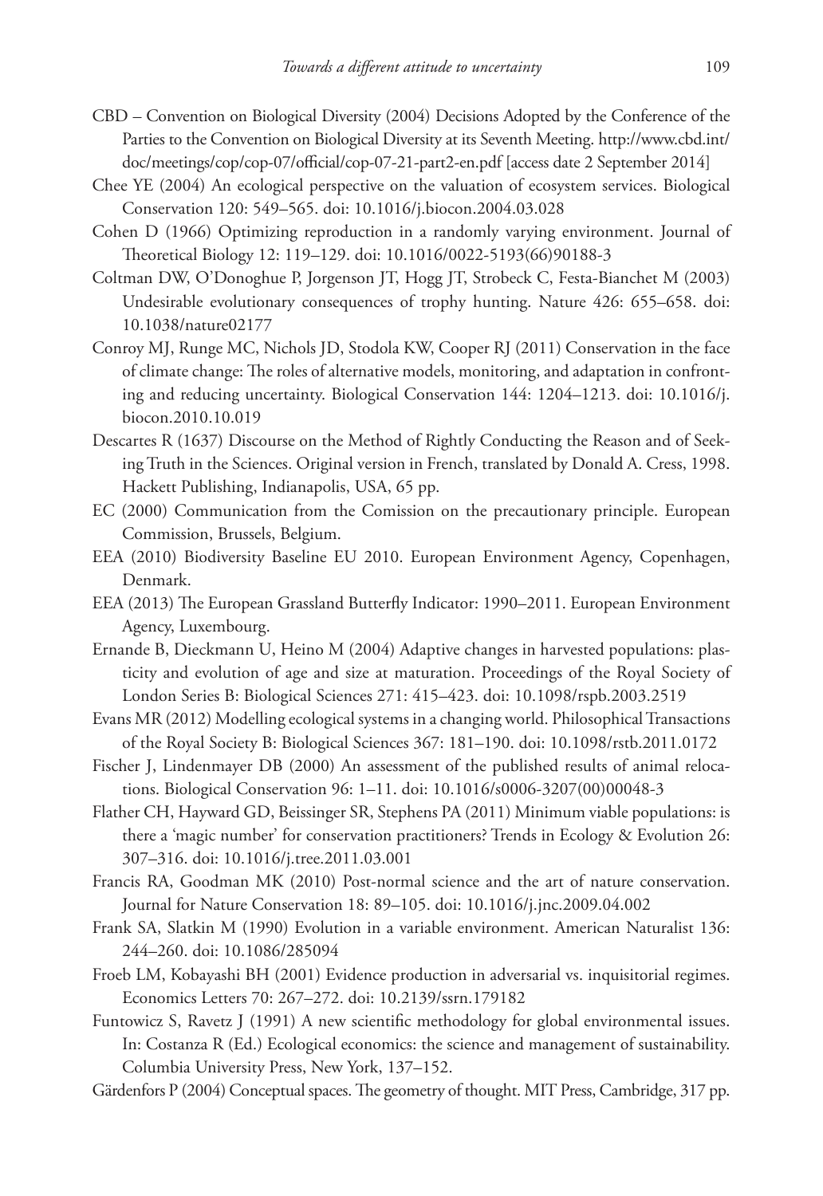CBD – Convention on Biological Diversity (2004) Decisions Adopted by the Conference of the Parties to the Convention on Biological Diversity at its Seventh Meeting. http://www.cbd.int/doc/meetings/cop/cop-07/official/cop-07-21-part2-en.pdf [access date 2 September 2014]

Chee YE (2004) An ecological perspective on the valuation of ecosystem services. Biological Conservation 120: 549–565. doi: 10.1016/j.biocon.2004.03.028

Cohen D (1966) Optimizing reproduction in a randomly varying environment. Journal of Theoretical Biology 12: 119–129. doi: 10.1016/0022-5193(66)90188-3

Coltman DW, O'Donoghue P, Jorgenson JT, Hogg JT, Strobeck C, Festa-Bianchet M (2003) Undesirable evolutionary consequences of trophy hunting. Nature 426: 655–658. doi: 10.1038/nature02177

Conroy MJ, Runge MC, Nichols JD, Stodola KW, Cooper RJ (2011) Conservation in the face of climate change: The roles of alternative models, monitoring, and adaptation in confronting and reducing uncertainty. Biological Conservation 144: 1204–1213. doi: 10.1016/j.biocon.2010.10.019

Descartes R (1637) Discourse on the Method of Rightly Conducting the Reason and of Seeking Truth in the Sciences. Original version in French, translated by Donald A. Cress, 1998. Hackett Publishing, Indianapolis, USA, 65 pp.

EC (2000) Communication from the Comission on the precautionary principle. European Commission, Brussels, Belgium.

EEA (2010) Biodiversity Baseline EU 2010. European Environment Agency, Copenhagen, Denmark.

EEA (2013) The European Grassland Butterfly Indicator: 1990–2011. European Environment Agency, Luxembourg.

Ernande B, Dieckmann U, Heino M (2004) Adaptive changes in harvested populations: plasticity and evolution of age and size at maturation. Proceedings of the Royal Society of London Series B: Biological Sciences 271: 415–423. doi: 10.1098/rspb.2003.2519

Evans MR (2012) Modelling ecological systems in a changing world. Philosophical Transactions of the Royal Society B: Biological Sciences 367: 181–190. doi: 10.1098/rstb.2011.0172

Fischer J, Lindenmayer DB (2000) An assessment of the published results of animal relocations. Biological Conservation 96: 1–11. doi: 10.1016/s0006-3207(00)00048-3

Flather CH, Hayward GD, Beissinger SR, Stephens PA (2011) Minimum viable populations: is there a 'magic number' for conservation practitioners? Trends in Ecology & Evolution 26: 307–316. doi: 10.1016/j.tree.2011.03.001

Francis RA, Goodman MK (2010) Post-normal science and the art of nature conservation. Journal for Nature Conservation 18: 89–105. doi: 10.1016/j.jnc.2009.04.002

Frank SA, Slatkin M (1990) Evolution in a variable environment. American Naturalist 136: 244–260. doi: 10.1086/285094

Froeb LM, Kobayashi BH (2001) Evidence production in adversarial vs. inquisitorial regimes. Economics Letters 70: 267–272. doi: 10.2139/ssrn.179182

Funtowicz S, Ravetz J (1991) A new scientific methodology for global environmental issues. In: Costanza R (Ed.) Ecological economics: the science and management of sustainability. Columbia University Press, New York, 137–152.

Gärdenfors P (2004) Conceptual spaces. The geometry of thought. MIT Press, Cambridge, 317 pp.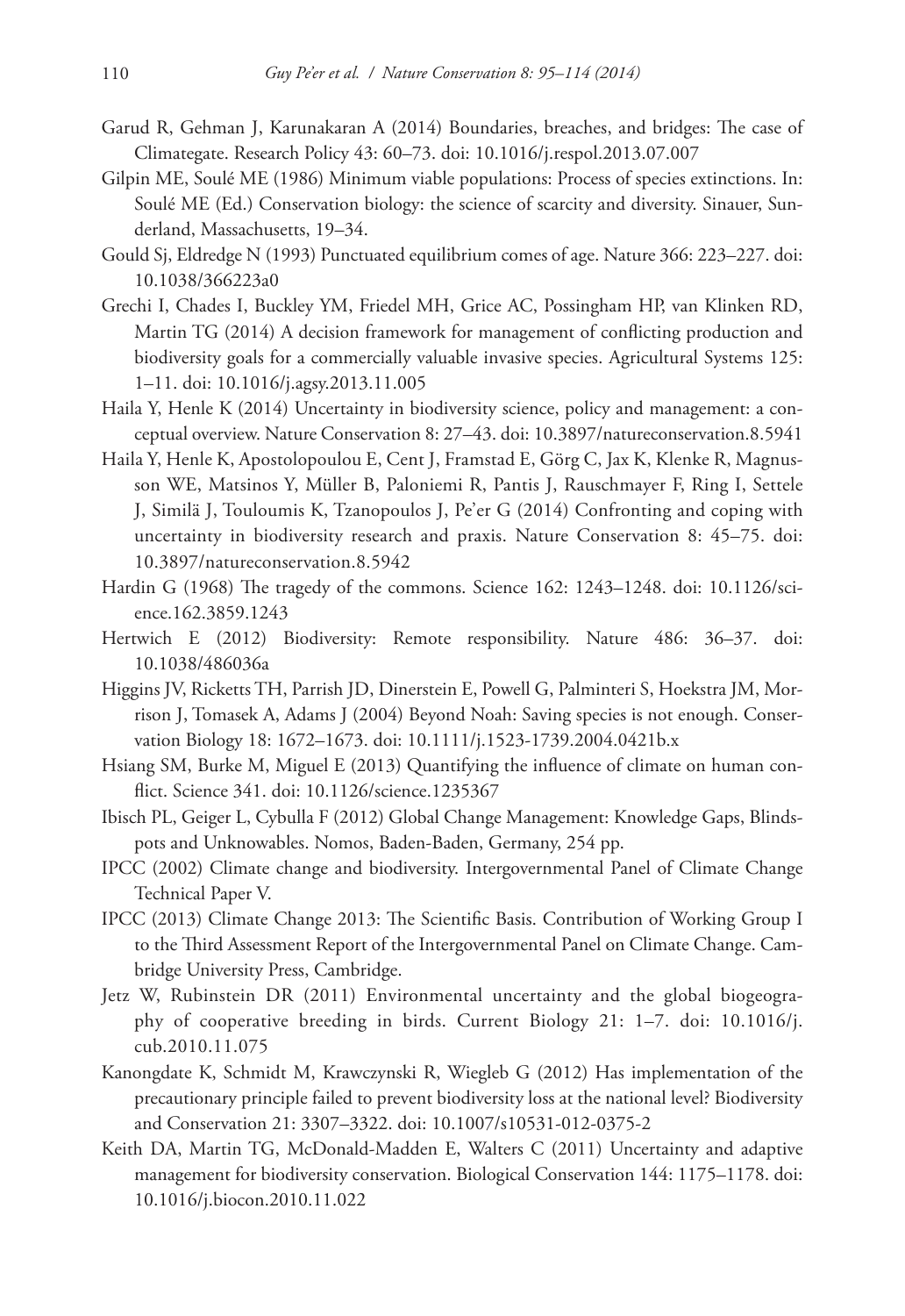Garud R, Gehman J, Karunakaran A (2014) Boundaries, breaches, and bridges: The case of Climategate. Research Policy 43: 60–73. doi: 10.1016/j.respol.2013.07.007

Gilpin ME, Soulé ME (1986) Minimum viable populations: Process of species extinctions. In: Soulé ME (Ed.) Conservation biology: the science of scarcity and diversity. Sinauer, Sunderland, Massachusetts, 19–34.

Gould Sj, Eldredge N (1993) Punctuated equilibrium comes of age. Nature 366: 223–227. doi: 10.1038/366223a0

Grechi I, Chades I, Buckley YM, Friedel MH, Grice AC, Possingham HP, van Klinken RD, Martin TG (2014) A decision framework for management of conflicting production and biodiversity goals for a commercially valuable invasive species. Agricultural Systems 125: 1–11. doi: 10.1016/j.agsy.2013.11.005

Haila Y, Henle K (2014) Uncertainty in biodiversity science, policy and management: a conceptual overview. Nature Conservation 8: 27–43. doi: 10.3897/natureconservation.8.5941

Haila Y, Henle K, Apostolopoulou E, Cent J, Framstad E, Görg C, Jax K, Klenke R, Magnusson WE, Matsinos Y, Müller B, Paloniemi R, Pantis J, Rauschmayer F, Ring I, Settele J, Similä J, Touloumis K, Tzanopoulos J, Pe'er G (2014) Confronting and coping with uncertainty in biodiversity research and praxis. Nature Conservation 8: 45–75. doi: 10.3897/natureconservation.8.5942

Hardin G (1968) The tragedy of the commons. Science 162: 1243–1248. doi: 10.1126/science.162.3859.1243

Hertwich E (2012) Biodiversity: Remote responsibility. Nature 486: 36–37. doi: 10.1038/486036a

Higgins JV, Ricketts TH, Parrish JD, Dinerstein E, Powell G, Palminteri S, Hoekstra JM, Morrison J, Tomasek A, Adams J (2004) Beyond Noah: Saving species is not enough. Conservation Biology 18: 1672–1673. doi: 10.1111/j.1523-1739.2004.0421b.x

Hsiang SM, Burke M, Miguel E (2013) Quantifying the influence of climate on human conflict. Science 341. doi: 10.1126/science.1235367

Ibisch PL, Geiger L, Cybulla F (2012) Global Change Management: Knowledge Gaps, Blindspots and Unknowables. Nomos, Baden-Baden, Germany, 254 pp.

IPCC (2002) Climate change and biodiversity. Intergovernmental Panel of Climate Change Technical Paper V.

IPCC (2013) Climate Change 2013: The Scientific Basis. Contribution of Working Group I to the Third Assessment Report of the Intergovernmental Panel on Climate Change. Cambridge University Press, Cambridge.

Jetz W, Rubinstein DR (2011) Environmental uncertainty and the global biogeography of cooperative breeding in birds. Current Biology 21: 1–7. doi: 10.1016/j.cub.2010.11.075

Kanongdate K, Schmidt M, Krawczynski R, Wiegleb G (2012) Has implementation of the precautionary principle failed to prevent biodiversity loss at the national level? Biodiversity and Conservation 21: 3307–3322. doi: 10.1007/s10531-012-0375-2

Keith DA, Martin TG, McDonald-Madden E, Walters C (2011) Uncertainty and adaptive management for biodiversity conservation. Biological Conservation 144: 1175–1178. doi: 10.1016/j.biocon.2010.11.022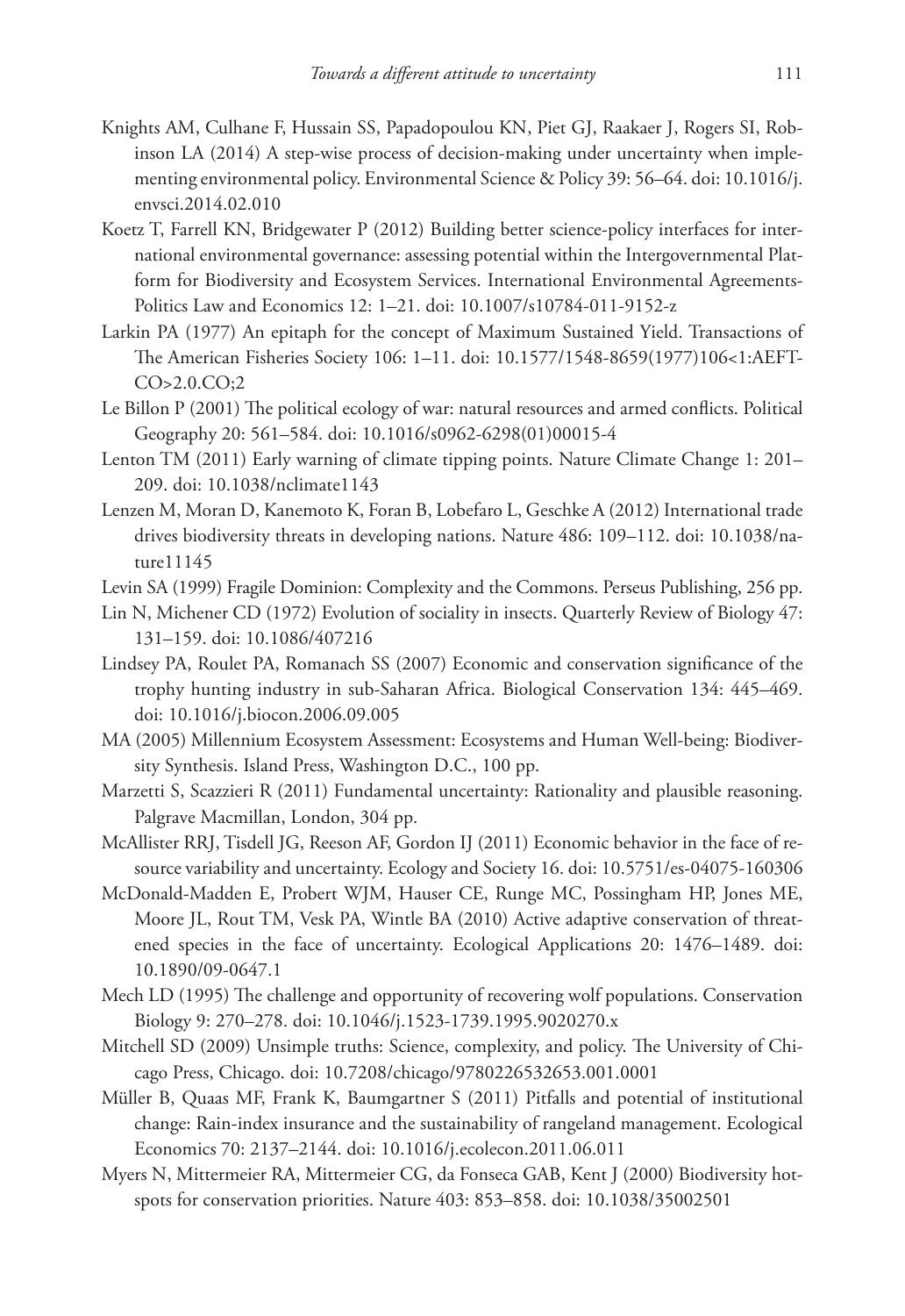Knights AM, Culhane F, Hussain SS, Papadopoulou KN, Piet GJ, Raakaer J, Rogers SI, Robinson LA (2014) A step-wise process of decision-making under uncertainty when implementing environmental policy. Environmental Science & Policy 39: 56–64. doi: 10.1016/j.envsci.2014.02.010

Koetz T, Farrell KN, Bridgewater P (2012) Building better science-policy interfaces for international environmental governance: assessing potential within the Intergovernmental Platform for Biodiversity and Ecosystem Services. International Environmental Agreements-Politics Law and Economics 12: 1–21. doi: 10.1007/s10784-011-9152-z

Larkin PA (1977) An epitaph for the concept of Maximum Sustained Yield. Transactions of The American Fisheries Society 106: 1–11. doi: 10.1577/1548-8659(1977)106<1:AEFTCO>2.0.CO;2

Le Billon P (2001) The political ecology of war: natural resources and armed conflicts. Political Geography 20: 561–584. doi: 10.1016/s0962-6298(01)00015-4

Lenton TM (2011) Early warning of climate tipping points. Nature Climate Change 1: 201–209. doi: 10.1038/nclimate1143

Lenzen M, Moran D, Kanemoto K, Foran B, Lobefaro L, Geschke A (2012) International trade drives biodiversity threats in developing nations. Nature 486: 109–112. doi: 10.1038/nature11145

Levin SA (1999) Fragile Dominion: Complexity and the Commons. Perseus Publishing, 256 pp.

Lin N, Michener CD (1972) Evolution of sociality in insects. Quarterly Review of Biology 47: 131–159. doi: 10.1086/407216

Lindsey PA, Roulet PA, Romanach SS (2007) Economic and conservation significance of the trophy hunting industry in sub-Saharan Africa. Biological Conservation 134: 445–469. doi: 10.1016/j.biocon.2006.09.005

MA (2005) Millennium Ecosystem Assessment: Ecosystems and Human Well-being: Biodiversity Synthesis. Island Press, Washington D.C., 100 pp.

Marzetti S, Scazzieri R (2011) Fundamental uncertainty: Rationality and plausible reasoning. Palgrave Macmillan, London, 304 pp.

McAllister RRJ, Tisdell JG, Reeson AF, Gordon IJ (2011) Economic behavior in the face of resource variability and uncertainty. Ecology and Society 16. doi: 10.5751/es-04075-160306

McDonald-Madden E, Probert WJM, Hauser CE, Runge MC, Possingham HP, Jones ME, Moore JL, Rout TM, Vesk PA, Wintle BA (2010) Active adaptive conservation of threatened species in the face of uncertainty. Ecological Applications 20: 1476–1489. doi: 10.1890/09-0647.1

Mech LD (1995) The challenge and opportunity of recovering wolf populations. Conservation Biology 9: 270–278. doi: 10.1046/j.1523-1739.1995.9020270.x

Mitchell SD (2009) Unsimple truths: Science, complexity, and policy. The University of Chicago Press, Chicago. doi: 10.7208/chicago/9780226532653.001.0001

Müller B, Quaas MF, Frank K, Baumgartner S (2011) Pitfalls and potential of institutional change: Rain-index insurance and the sustainability of rangeland management. Ecological Economics 70: 2137–2144. doi: 10.1016/j.ecolecon.2011.06.011

Myers N, Mittermeier RA, Mittermeier CG, da Fonseca GAB, Kent J (2000) Biodiversity hotspots for conservation priorities. Nature 403: 853–858. doi: 10.1038/35002501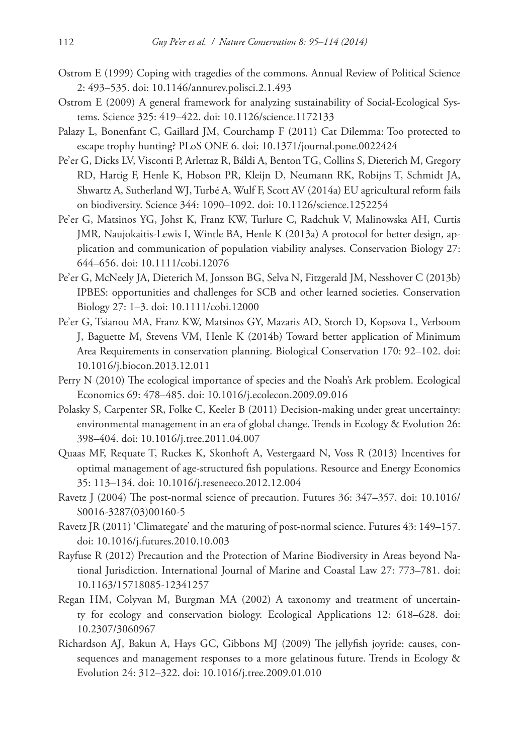Ostrom E (1999) Coping with tragedies of the commons. Annual Review of Political Science 2: 493–535. doi: 10.1146/annurev.polisci.2.1.493

Ostrom E (2009) A general framework for analyzing sustainability of Social-Ecological Systems. Science 325: 419–422. doi: 10.1126/science.1172133

Palazy L, Bonenfant C, Gaillard JM, Courchamp F (2011) Cat Dilemma: Too protected to escape trophy hunting? PLoS ONE 6. doi: 10.1371/journal.pone.0022424

Pe'er G, Dicks LV, Visconti P, Arlettaz R, Báldi A, Benton TG, Collins S, Dieterich M, Gregory RD, Hartig F, Henle K, Hobson PR, Kleijn D, Neumann RK, Robijns T, Schmidt JA, Shwartz A, Sutherland WJ, Turbé A, Wulf F, Scott AV (2014a) EU agricultural reform fails on biodiversity. Science 344: 1090–1092. doi: 10.1126/science.1252254

Pe'er G, Matsinos YG, Johst K, Franz KW, Turlure C, Radchuk V, Malinowska AH, Curtis JMR, Naujokaitis-Lewis I, Wintle BA, Henle K (2013a) A protocol for better design, application and communication of population viability analyses. Conservation Biology 27: 644–656. doi: 10.1111/cobi.12076

Pe'er G, McNeely JA, Dieterich M, Jonsson BG, Selva N, Fitzgerald JM, Nesshover C (2013b) IPBES: opportunities and challenges for SCB and other learned societies. Conservation Biology 27: 1–3. doi: 10.1111/cobi.12000

Pe'er G, Tsianou MA, Franz KW, Matsinos GY, Mazaris AD, Storch D, Kopsova L, Verboom J, Baguette M, Stevens VM, Henle K (2014b) Toward better application of Minimum Area Requirements in conservation planning. Biological Conservation 170: 92–102. doi: 10.1016/j.biocon.2013.12.011

Perry N (2010) The ecological importance of species and the Noah's Ark problem. Ecological Economics 69: 478–485. doi: 10.1016/j.ecolecon.2009.09.016

Polasky S, Carpenter SR, Folke C, Keeler B (2011) Decision-making under great uncertainty: environmental management in an era of global change. Trends in Ecology & Evolution 26: 398–404. doi: 10.1016/j.tree.2011.04.007

Quaas MF, Requate T, Ruckes K, Skonhoft A, Vestergaard N, Voss R (2013) Incentives for optimal management of age-structured fish populations. Resource and Energy Economics 35: 113–134. doi: 10.1016/j.reseneeco.2012.12.004

Ravetz J (2004) The post-normal science of precaution. Futures 36: 347–357. doi: 10.1016/S0016-3287(03)00160-5

Ravetz JR (2011) 'Climategate' and the maturing of post-normal science. Futures 43: 149–157. doi: 10.1016/j.futures.2010.10.003

Rayfuse R (2012) Precaution and the Protection of Marine Biodiversity in Areas beyond National Jurisdiction. International Journal of Marine and Coastal Law 27: 773–781. doi: 10.1163/15718085-12341257

Regan HM, Colyvan M, Burgman MA (2002) A taxonomy and treatment of uncertainty for ecology and conservation biology. Ecological Applications 12: 618–628. doi: 10.2307/3060967

Richardson AJ, Bakun A, Hays GC, Gibbons MJ (2009) The jellyfish joyride: causes, consequences and management responses to a more gelatinous future. Trends in Ecology & Evolution 24: 312–322. doi: 10.1016/j.tree.2009.01.010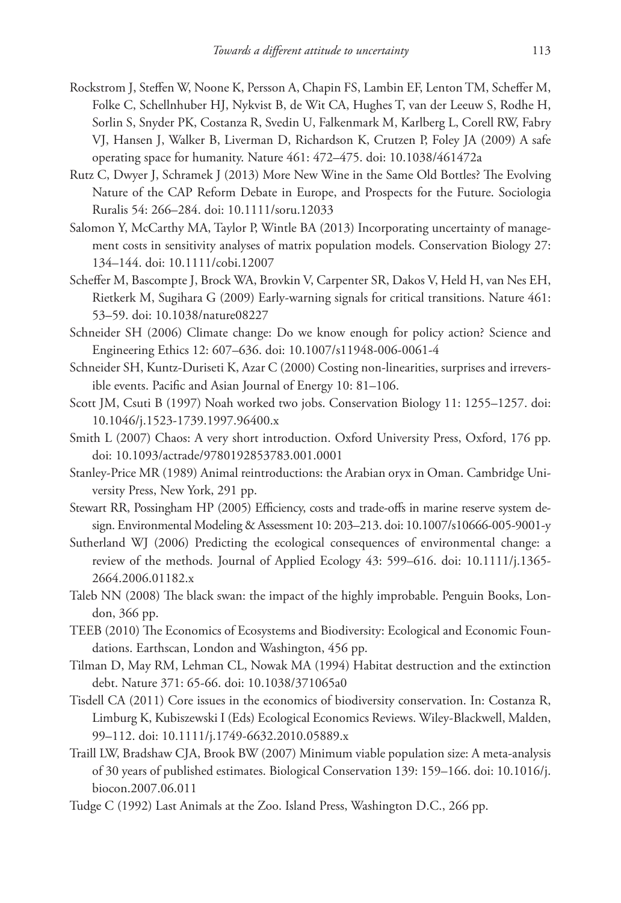Rockstrom J, Steffen W, Noone K, Persson A, Chapin FS, Lambin EF, Lenton TM, Scheffer M, Folke C, Schellnhuber HJ, Nykvist B, de Wit CA, Hughes T, van der Leeuw S, Rodhe H, Sorlin S, Snyder PK, Costanza R, Svedin U, Falkenmark M, Karlberg L, Corell RW, Fabry VJ, Hansen J, Walker B, Liverman D, Richardson K, Crutzen P, Foley JA (2009) A safe operating space for humanity. Nature 461: 472–475. doi: 10.1038/461472a

Rutz C, Dwyer J, Schramek J (2013) More New Wine in the Same Old Bottles? The Evolving Nature of the CAP Reform Debate in Europe, and Prospects for the Future. Sociologia Ruralis 54: 266–284. doi: 10.1111/soru.12033

Salomon Y, McCarthy MA, Taylor P, Wintle BA (2013) Incorporating uncertainty of management costs in sensitivity analyses of matrix population models. Conservation Biology 27: 134–144. doi: 10.1111/cobi.12007

Scheffer M, Bascompte J, Brock WA, Brovkin V, Carpenter SR, Dakos V, Held H, van Nes EH, Rietkerk M, Sugihara G (2009) Early-warning signals for critical transitions. Nature 461: 53–59. doi: 10.1038/nature08227

Schneider SH (2006) Climate change: Do we know enough for policy action? Science and Engineering Ethics 12: 607–636. doi: 10.1007/s11948-006-0061-4

Schneider SH, Kuntz-Duriseti K, Azar C (2000) Costing non-linearities, surprises and irreversible events. Pacific and Asian Journal of Energy 10: 81–106.

Scott JM, Csuti B (1997) Noah worked two jobs. Conservation Biology 11: 1255–1257. doi: 10.1046/j.1523-1739.1997.96400.x

Smith L (2007) Chaos: A very short introduction. Oxford University Press, Oxford, 176 pp. doi: 10.1093/actrade/9780192853783.001.0001

Stanley-Price MR (1989) Animal reintroductions: the Arabian oryx in Oman. Cambridge University Press, New York, 291 pp.

Stewart RR, Possingham HP (2005) Efficiency, costs and trade-offs in marine reserve system design. Environmental Modeling & Assessment 10: 203–213. doi: 10.1007/s10666-005-9001-y

Sutherland WJ (2006) Predicting the ecological consequences of environmental change: a review of the methods. Journal of Applied Ecology 43: 599–616. doi: 10.1111/j.1365-2664.2006.01182.x

Taleb NN (2008) The black swan: the impact of the highly improbable. Penguin Books, London, 366 pp.

TEEB (2010) The Economics of Ecosystems and Biodiversity: Ecological and Economic Foundations. Earthscan, London and Washington, 456 pp.

Tilman D, May RM, Lehman CL, Nowak MA (1994) Habitat destruction and the extinction debt. Nature 371: 65-66. doi: 10.1038/371065a0

Tisdell CA (2011) Core issues in the economics of biodiversity conservation. In: Costanza R, Limburg K, Kubiszewski I (Eds) Ecological Economics Reviews. Wiley-Blackwell, Malden, 99–112. doi: 10.1111/j.1749-6632.2010.05889.x

Traill LW, Bradshaw CJA, Brook BW (2007) Minimum viable population size: A meta-analysis of 30 years of published estimates. Biological Conservation 139: 159–166. doi: 10.1016/j.biocon.2007.06.011

Tudge C (1992) Last Animals at the Zoo. Island Press, Washington D.C., 266 pp.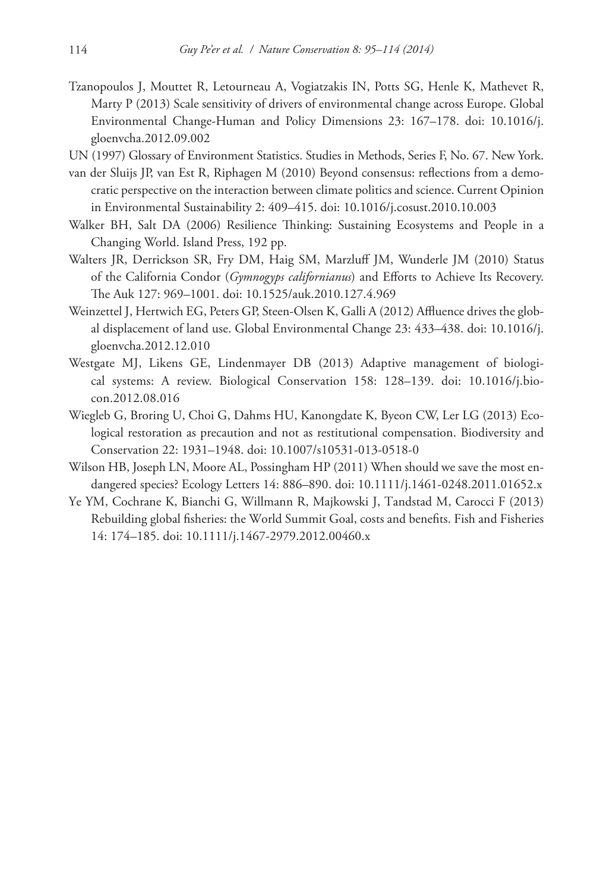Tzanopoulos J, Mouttet R, Letourneau A, Vogiatzakis IN, Potts SG, Henle K, Mathevet R, Marty P (2013) Scale sensitivity of drivers of environmental change across Europe. Global Environmental Change-Human and Policy Dimensions 23: 167–178. doi: 10.1016/j.gloenvcha.2012.09.002

UN (1997) Glossary of Environment Statistics. Studies in Methods, Series F, No. 67. New York.

van der Sluijs JP, van Est R, Riphagen M (2010) Beyond consensus: reflections from a democratic perspective on the interaction between climate politics and science. Current Opinion in Environmental Sustainability 2: 409–415. doi: 10.1016/j.cosust.2010.10.003

Walker BH, Salt DA (2006) Resilience Thinking: Sustaining Ecosystems and People in a Changing World. Island Press, 192 pp.

Walters JR, Derrickson SR, Fry DM, Haig SM, Marzluff JM, Wunderle JM (2010) Status of the California Condor (*Gymnogyps californianus*) and Efforts to Achieve Its Recovery. The Auk 127: 969–1001. doi: 10.1525/auk.2010.127.4.969

Weinzettel J, Hertwich EG, Peters GP, Steen-Olsen K, Galli A (2012) Affluence drives the global displacement of land use. Global Environmental Change 23: 433–438. doi: 10.1016/j.gloenvcha.2012.12.010

Westgate MJ, Likens GE, Lindenmayer DB (2013) Adaptive management of biological systems: A review. Biological Conservation 158: 128–139. doi: 10.1016/j.biocon.2012.08.016

Wiegleb G, Broring U, Choi G, Dahms HU, Kanongdate K, Byeon CW, Ler LG (2013) Ecological restoration as precaution and not as restitutional compensation. Biodiversity and Conservation 22: 1931–1948. doi: 10.1007/s10531-013-0518-0

Wilson HB, Joseph LN, Moore AL, Possingham HP (2011) When should we save the most endangered species? Ecology Letters 14: 886–890. doi: 10.1111/j.1461-0248.2011.01652.x

Ye YM, Cochrane K, Bianchi G, Willmann R, Majkowski J, Tandstad M, Carocci F (2013) Rebuilding global fisheries: the World Summit Goal, costs and benefits. Fish and Fisheries 14: 174–185. doi: 10.1111/j.1467-2979.2012.00460.x